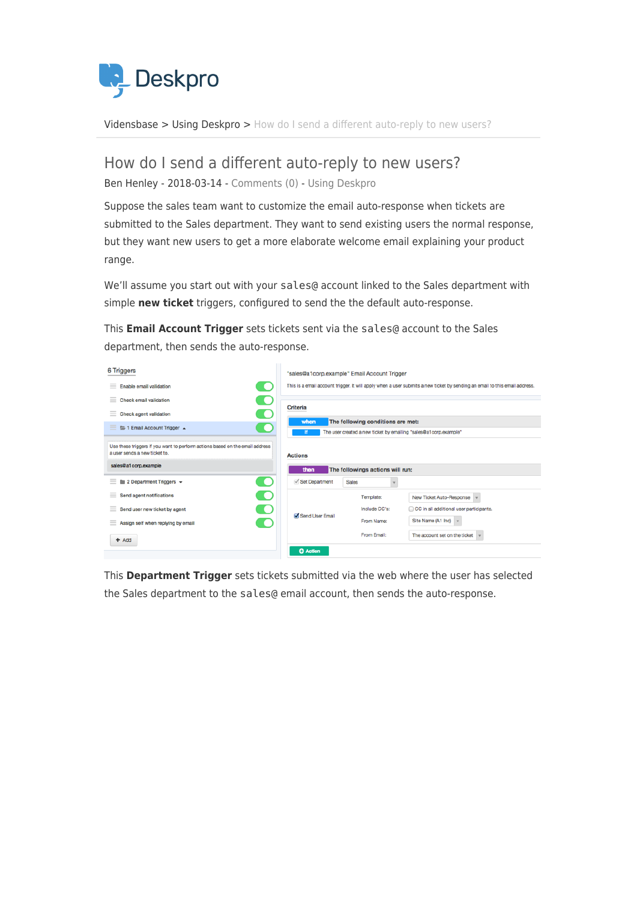Vidensbase > Using Deskpro > How do I send a different auto-reply to new users?

# How do I send a different auto-reply to new users?

Ben Henley - 2018-03-14 - Comments (0) - Using Deskpro

Suppose the sales team want to customize the email auto-response when tickets are submitted to the Sales department. They want to send existing users the normal response, but they want new users to get a more elaborate welcome email explaining your product range.

We'll assume you start out with your `sales@` account linked to the Sales department with simple **new ticket** triggers, configured to send the the default auto-response.

This **Email Account Trigger** sets tickets sent via the `sales@` account to the Sales department, then sends the auto-response.

This **Department Trigger** sets tickets submitted via the web where the user has selected the Sales department to the `sales@` email account, then sends the auto-response.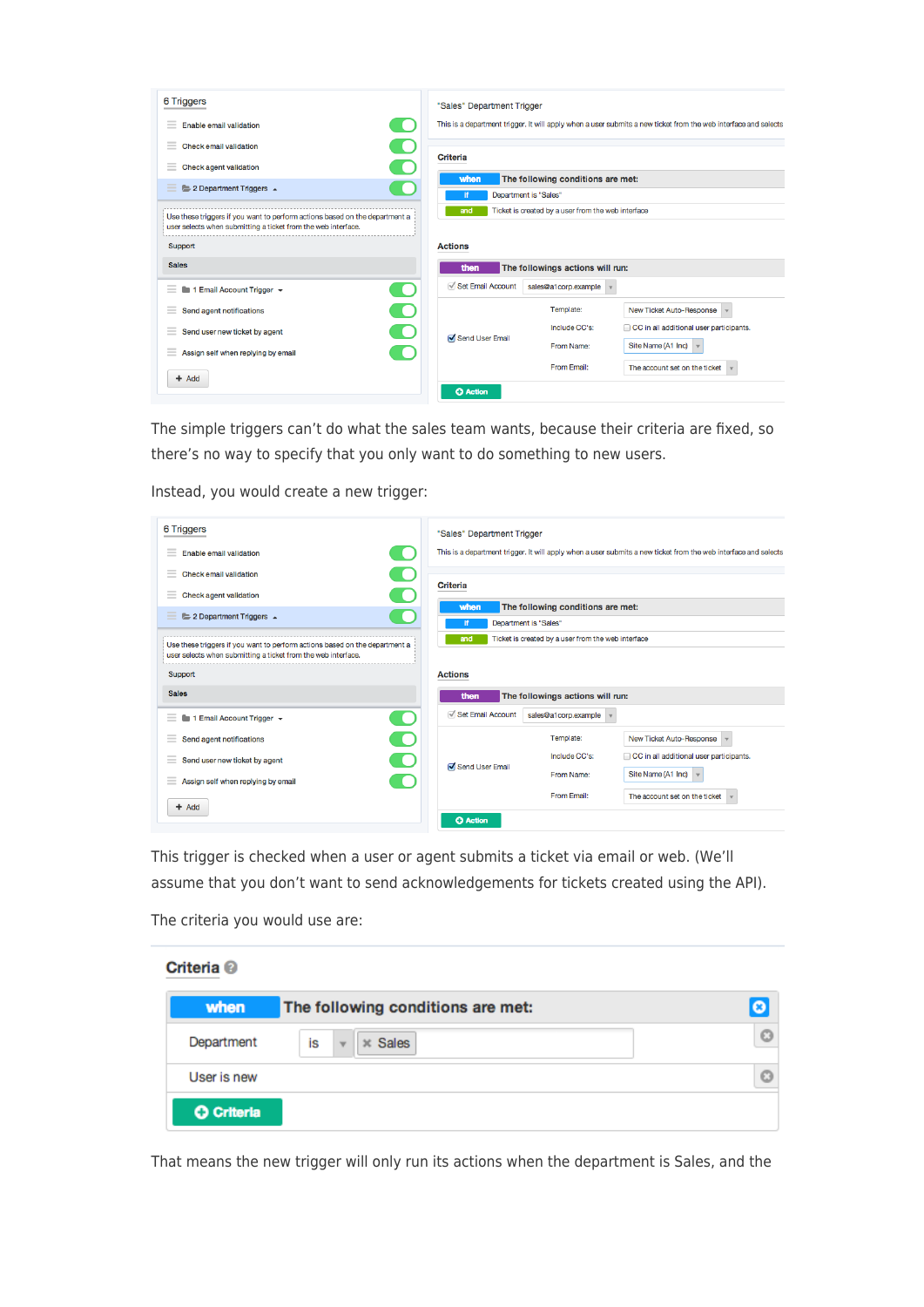6 Triggers

- Enable email validation
- Check email validation
- Check agent validation
- 2 Department Triggers

Use these triggers if you want to perform actions based on the department a user selects when submitting a ticket from the web interface.

Support

Sales

- 1 Email Account Trigger
- Send agent notifications
- Send user new ticket by agent
- Assign self when replying by email

+ Add

"Sales" Department Trigger

This is a department trigger. It will apply when a user submits a new ticket from the web interface and selects

**Criteria**

when The following conditions are met:

if Department is "Sales"

and Ticket is created by a user from the web interface

**Actions**

then The followings actions will run:

Set Email Account: sales@a1corp.example

Send User Email — Template: New Ticket Auto-Response; Include CC's: CC in all additional user participants; From Name: Site Name (A1 Inc); From Email: The account set on the ticket

Action

The simple triggers can't do what the sales team wants, because their criteria are fixed, so there's no way to specify that you only want to do something to new users.

Instead, you would create a new trigger:

6 Triggers

- Enable email validation
- Check email validation
- Check agent validation
- 2 Department Triggers

Use these triggers if you want to perform actions based on the department a user selects when submitting a ticket from the web interface.

Support

Sales

- 1 Email Account Trigger
- Send agent notifications
- Send user new ticket by agent
- Assign self when replying by email

+ Add

"Sales" Department Trigger

This is a department trigger. It will apply when a user submits a new ticket from the web interface and selects

**Criteria**

when The following conditions are met:

if Department is "Sales"

and Ticket is created by a user from the web interface

**Actions**

then The followings actions will run:

Set Email Account: sales@a1corp.example

Send User Email — Template: New Ticket Auto-Response; Include CC's: CC in all additional user participants; From Name: Site Name (A1 Inc); From Email: The account set on the ticket

Action

This trigger is checked when a user or agent submits a ticket via email or web. (We'll assume that you don't want to send acknowledgements for tickets created using the API).

The criteria you would use are:

**Criteria**

when The following conditions are met:

Department is Sales

User is new

Criteria

That means the new trigger will only run its actions when the department is Sales, and the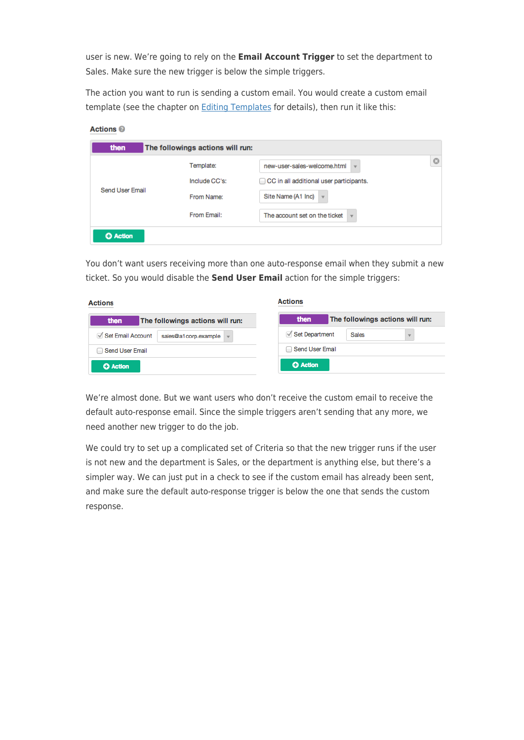user is new. We're going to rely on the **Email Account Trigger** to set the department to Sales. Make sure the new trigger is below the simple triggers.

The action you want to run is sending a custom email. You would create a custom email template (see the chapter on [Editing Templates]() for details), then run it like this:

**Actions**

| then | The followings actions will run: | |
|---|---|---|
| Send User Email | Template: | new-user-sales-welcome.html |
| | Include CC's: | CC in all additional user participants. |
| | From Name: | Site Name (A1 Inc) |
| | From Email: | The account set on the ticket |

Action

You don't want users receiving more than one auto-response email when they submit a new ticket. So you would disable the **Send User Email** action for the simple triggers:

**Actions**

| then | The followings actions will run: |
|---|---|
| ☑ Set Email Account | sales@a1corp.example |
| ☐ Send User Email | |

Action

**Actions**

| then | The followings actions will run: |
|---|---|
| ☑ Set Department | Sales |
| ☐ Send User Email | |

Action

We're almost done. But we want users who don't receive the custom email to receive the default auto-response email. Since the simple triggers aren't sending that any more, we need another new trigger to do the job.

We could try to set up a complicated set of Criteria so that the new trigger runs if the user is not new and the department is Sales, or the department is anything else, but there's a simpler way. We can just put in a check to see if the custom email has already been sent, and make sure the default auto-response trigger is below the one that sends the custom response.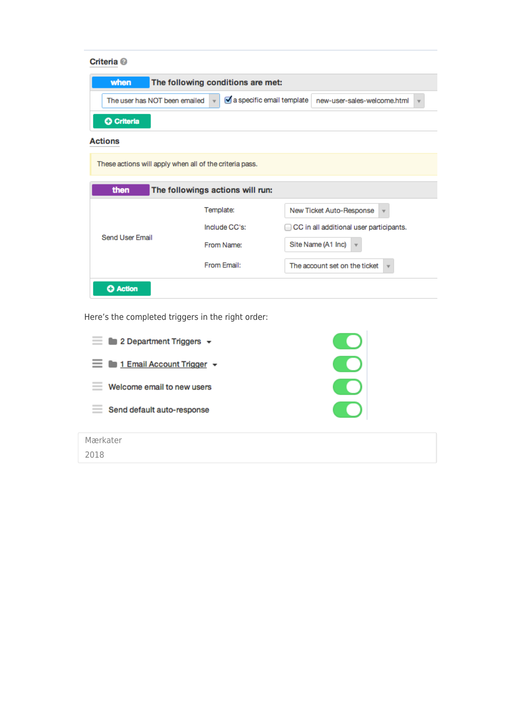Criteria

when The following conditions are met:

The user has NOT been emailed — a specific email template — new-user-sales-welcome.html

Criteria

Actions

These actions will apply when all of the criteria pass.

then The followings actions will run:

Send User Email

Template: New Ticket Auto-Response

Include CC's: CC in all additional user participants.

From Name: Site Name (A1 Inc)

From Email: The account set on the ticket

Action

Here's the completed triggers in the right order:

- 2 Department Triggers
- 1 Email Account Trigger
- Welcome email to new users
- Send default auto-response

Mærkater
2018